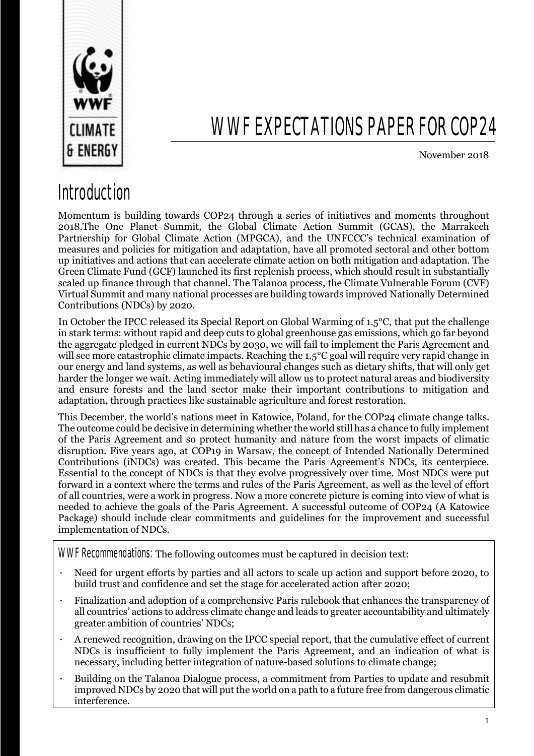# WWF EXPECTATIONS PAPER FOR COP24

November 2018

## Introduction

Momentum is building towards COP24 through a series of initiatives and moments throughout 2018.The One Planet Summit, the Global Climate Action Summit (GCAS), the Marrakech Partnership for Global Climate Action (MPGCA), and the UNFCCC's technical examination of measures and policies for mitigation and adaptation, have all promoted sectoral and other bottom up initiatives and actions that can accelerate climate action on both mitigation and adaptation. The Green Climate Fund (GCF) launched its first replenish process, which should result in substantially scaled up finance through that channel. The Talanoa process, the Climate Vulnerable Forum (CVF) Virtual Summit and many national processes are building towards improved Nationally Determined Contributions (NDCs) by 2020.

In October the IPCC released its Special Report on Global Warming of 1.5°C, that put the challenge in stark terms: without rapid and deep cuts to global greenhouse gas emissions, which go far beyond the aggregate pledged in current NDCs by 2030, we will fail to implement the Paris Agreement and will see more catastrophic climate impacts. Reaching the 1.5°C goal will require very rapid change in our energy and land systems, as well as behavioural changes such as dietary shifts, that will only get harder the longer we wait. Acting immediately will allow us to protect natural areas and biodiversity and ensure forests and the land sector make their important contributions to mitigation and adaptation, through practices like sustainable agriculture and forest restoration.

This December, the world's nations meet in Katowice, Poland, for the COP24 climate change talks. The outcome could be decisive in determining whether the world still has a chance to fully implement of the Paris Agreement and so protect humanity and nature from the worst impacts of climatic disruption. Five years ago, at COP19 in Warsaw, the concept of Intended Nationally Determined Contributions (iNDCs) was created. This became the Paris Agreement's NDCs, its centerpiece. Essential to the concept of NDCs is that they evolve progressively over time. Most NDCs were put forward in a context where the terms and rules of the Paris Agreement, as well as the level of effort of all countries, were a work in progress. Now a more concrete picture is coming into view of what is needed to achieve the goals of the Paris Agreement. A successful outcome of COP24 (A Katowice Package) should include clear commitments and guidelines for the improvement and successful implementation of NDCs.

WWF Recommendations: The following outcomes must be captured in decision text:

- Need for urgent efforts by parties and all actors to scale up action and support before 2020, to build trust and confidence and set the stage for accelerated action after 2020;
- Finalization and adoption of a comprehensive Paris rulebook that enhances the transparency of all countries' actions to address climate change and leads to greater accountability and ultimately greater ambition of countries' NDCs;
- A renewed recognition, drawing on the IPCC special report, that the cumulative effect of current NDCs is insufficient to fully implement the Paris Agreement, and an indication of what is necessary, including better integration of nature-based solutions to climate change;
- Building on the Talanoa Dialogue process, a commitment from Parties to update and resubmit improved NDCs by 2020 that will put the world on a path to a future free from dangerous climatic interference.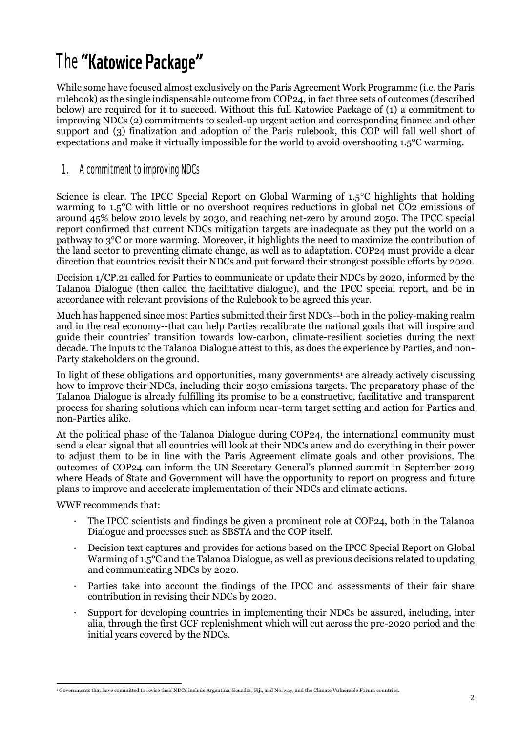# The **"Katowice Package"**

While some have focused almost exclusively on the Paris Agreement Work Programme (i.e. the Paris rulebook) as the single indispensable outcome from COP24, in fact three sets of outcomes (described below) are required for it to succeed. Without this full Katowice Package of (1) a commitment to improving NDCs (2) commitments to scaled-up urgent action and corresponding finance and other support and (3) finalization and adoption of the Paris rulebook, this COP will fall well short of expectations and make it virtually impossible for the world to avoid overshooting 1.5°C warming.

## 1. A commitment to improving NDCs

Science is clear. The IPCC Special Report on Global Warming of 1.5°C highlights that holding warming to 1.5°C with little or no overshoot requires reductions in global net $CO_2$ emissions of around 45% below 2010 levels by 2030, and reaching net-zero by around 2050. The IPCC special report confirmed that current NDCs mitigation targets are inadequate as they put the world on a pathway to 3°C or more warming. Moreover, it highlights the need to maximize the contribution of the land sector to preventing climate change, as well as to adaptation. COP24 must provide a clear direction that countries revisit their NDCs and put forward their strongest possible efforts by 2020.

Decision 1/CP.21 called for Parties to communicate or update their NDCs by 2020, informed by the Talanoa Dialogue (then called the facilitative dialogue), and the IPCC special report, and be in accordance with relevant provisions of the Rulebook to be agreed this year.

Much has happened since most Parties submitted their first NDCs--both in the policy-making realm and in the real economy--that can help Parties recalibrate the national goals that will inspire and guide their countries' transition towards low-carbon, climate-resilient societies during the next decade. The inputs to the Talanoa Dialogue attest to this, as does the experience by Parties, and non-Party stakeholders on the ground.

In light of these obligations and opportunities, many governments[1] are already actively discussing how to improve their NDCs, including their 2030 emissions targets. The preparatory phase of the Talanoa Dialogue is already fulfilling its promise to be a constructive, facilitative and transparent process for sharing solutions which can inform near-term target setting and action for Parties and non-Parties alike.

At the political phase of the Talanoa Dialogue during COP24, the international community must send a clear signal that all countries will look at their NDCs anew and do everything in their power to adjust them to be in line with the Paris Agreement climate goals and other provisions. The outcomes of COP24 can inform the UN Secretary General's planned summit in September 2019 where Heads of State and Government will have the opportunity to report on progress and future plans to improve and accelerate implementation of their NDCs and climate actions.

WWF recommends that:

- The IPCC scientists and findings be given a prominent role at COP24, both in the Talanoa Dialogue and processes such as SBSTA and the COP itself.
- Decision text captures and provides for actions based on the IPCC Special Report on Global Warming of 1.5°C and the Talanoa Dialogue, as well as previous decisions related to updating and communicating NDCs by 2020.
- Parties take into account the findings of the IPCC and assessments of their fair share contribution in revising their NDCs by 2020.
- Support for developing countries in implementing their NDCs be assured, including, inter alia, through the first GCF replenishment which will cut across the pre-2020 period and the initial years covered by the NDCs.

[1] Governments that have committed to revise their NDCs include Argentina, Ecuador, Fiji, and Norway, and the Climate Vulnerable Forum countries.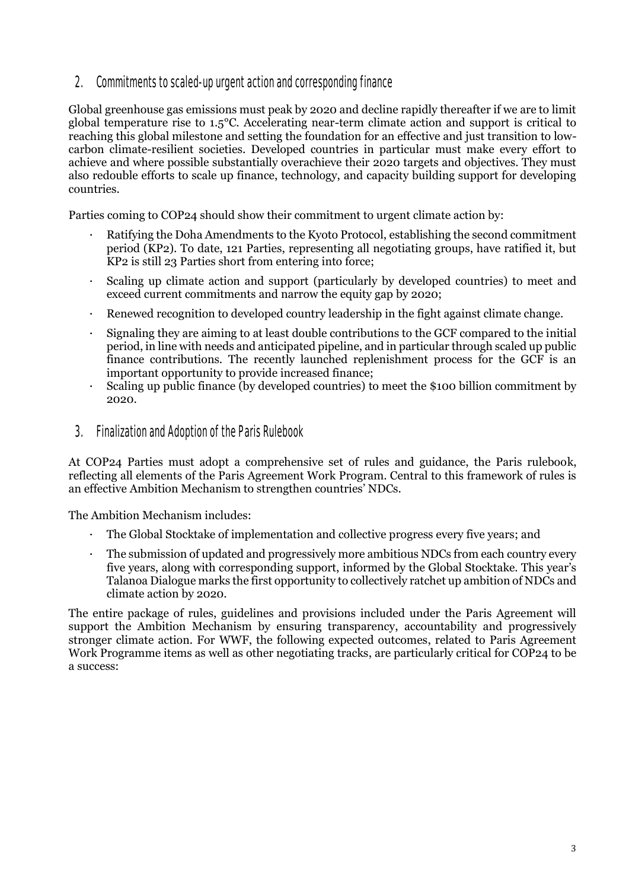## 2. Commitments to scaled-up urgent action and corresponding finance

Global greenhouse gas emissions must peak by 2020 and decline rapidly thereafter if we are to limit global temperature rise to 1.5°C. Accelerating near-term climate action and support is critical to reaching this global milestone and setting the foundation for an effective and just transition to low-carbon climate-resilient societies. Developed countries in particular must make every effort to achieve and where possible substantially overachieve their 2020 targets and objectives. They must also redouble efforts to scale up finance, technology, and capacity building support for developing countries.

Parties coming to COP24 should show their commitment to urgent climate action by:

- Ratifying the Doha Amendments to the Kyoto Protocol, establishing the second commitment period (KP2). To date, 121 Parties, representing all negotiating groups, have ratified it, but KP2 is still 23 Parties short from entering into force;
- Scaling up climate action and support (particularly by developed countries) to meet and exceed current commitments and narrow the equity gap by 2020;
- Renewed recognition to developed country leadership in the fight against climate change.
- Signaling they are aiming to at least double contributions to the GCF compared to the initial period, in line with needs and anticipated pipeline, and in particular through scaled up public finance contributions. The recently launched replenishment process for the GCF is an important opportunity to provide increased finance;
- Scaling up public finance (by developed countries) to meet the $100 billion commitment by 2020.

## 3. Finalization and Adoption of the Paris Rulebook

At COP24 Parties must adopt a comprehensive set of rules and guidance, the Paris rulebook, reflecting all elements of the Paris Agreement Work Program. Central to this framework of rules is an effective Ambition Mechanism to strengthen countries' NDCs.

The Ambition Mechanism includes:

- The Global Stocktake of implementation and collective progress every five years; and
- The submission of updated and progressively more ambitious NDCs from each country every five years, along with corresponding support, informed by the Global Stocktake. This year's Talanoa Dialogue marks the first opportunity to collectively ratchet up ambition of NDCs and climate action by 2020.

The entire package of rules, guidelines and provisions included under the Paris Agreement will support the Ambition Mechanism by ensuring transparency, accountability and progressively stronger climate action. For WWF, the following expected outcomes, related to Paris Agreement Work Programme items as well as other negotiating tracks, are particularly critical for COP24 to be a success: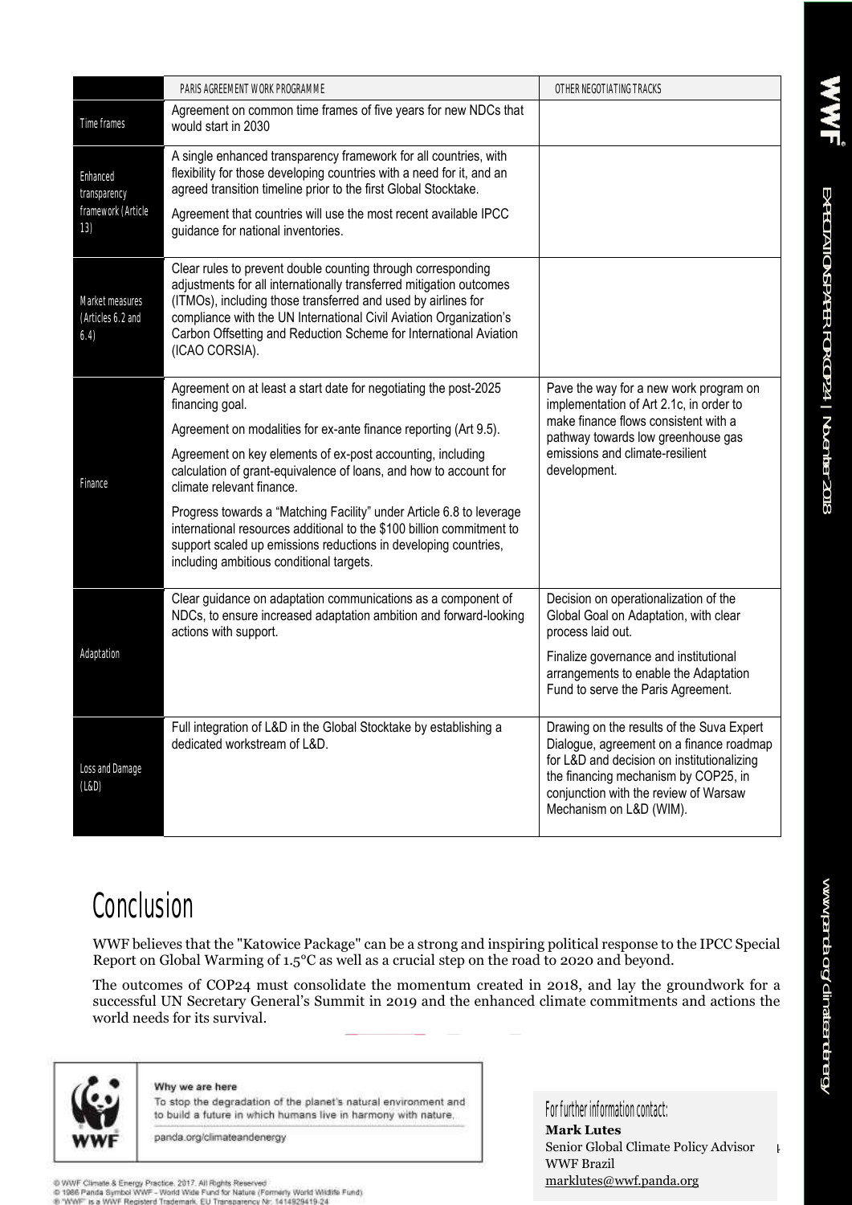| | PARIS AGREEMENT WORK PROGRAMME | OTHER NEGOTIATING TRACKS |
|---|---|---|
| Time frames | Agreement on common time frames of five years for new NDCs that would start in 2030 | |
| Enhanced transparency framework (Article 13) | A single enhanced transparency framework for all countries, with flexibility for those developing countries with a need for it, and an agreed transition timeline prior to the first Global Stocktake.<br><br>Agreement that countries will use the most recent available IPCC guidance for national inventories. | |
| Market measures (Articles 6.2 and 6.4) | Clear rules to prevent double counting through corresponding adjustments for all internationally transferred mitigation outcomes (ITMOs), including those transferred and used by airlines for compliance with the UN International Civil Aviation Organization's Carbon Offsetting and Reduction Scheme for International Aviation (ICAO CORSIA). | |
| Finance | Agreement on at least a start date for negotiating the post-2025 financing goal.<br><br>Agreement on modalities for ex-ante finance reporting (Art 9.5).<br><br>Agreement on key elements of ex-post accounting, including calculation of grant-equivalence of loans, and how to account for climate relevant finance.<br><br>Progress towards a "Matching Facility" under Article 6.8 to leverage international resources additional to the $100 billion commitment to support scaled up emissions reductions in developing countries, including ambitious conditional targets. | Pave the way for a new work program on implementation of Art 2.1c, in order to make finance flows consistent with a pathway towards low greenhouse gas emissions and climate-resilient development. |
| Adaptation | Clear guidance on adaptation communications as a component of NDCs, to ensure increased adaptation ambition and forward-looking actions with support. | Decision on operationalization of the Global Goal on Adaptation, with clear process laid out.<br><br>Finalize governance and institutional arrangements to enable the Adaptation Fund to serve the Paris Agreement. |
| Loss and Damage (L&D) | Full integration of L&D in the Global Stocktake by establishing a dedicated workstream of L&D. | Drawing on the results of the Suva Expert Dialogue, agreement on a finance roadmap for L&D and decision on institutionalizing the financing mechanism by COP25, in conjunction with the review of Warsaw Mechanism on L&D (WIM). |

# Conclusion

WWF believes that the "Katowice Package" can be a strong and inspiring political response to the IPCC Special Report on Global Warming of 1.5°C as well as a crucial step on the road to 2020 and beyond.

The outcomes of COP24 must consolidate the momentum created in 2018, and lay the groundwork for a successful UN Secretary General's Summit in 2019 and the enhanced climate commitments and actions the world needs for its survival.

**Why we are here**

To stop the degradation of the planet's natural environment and to build a future in which humans live in harmony with nature.

panda.org/climateandenergy

For further information contact:

**Mark Lutes**
Senior Global Climate Policy Advisor
WWF Brazil
marklutes@wwf.panda.org

© WWF Climate & Energy Practice, 2017. All Rights Reserved
© 1986 Panda Symbol WWF - World Wide Fund for Nature (Formerly World Wildlife Fund)
® "WWF" is a WWF Registerd Trademark. EU Transparency Nr: 1414929419-24